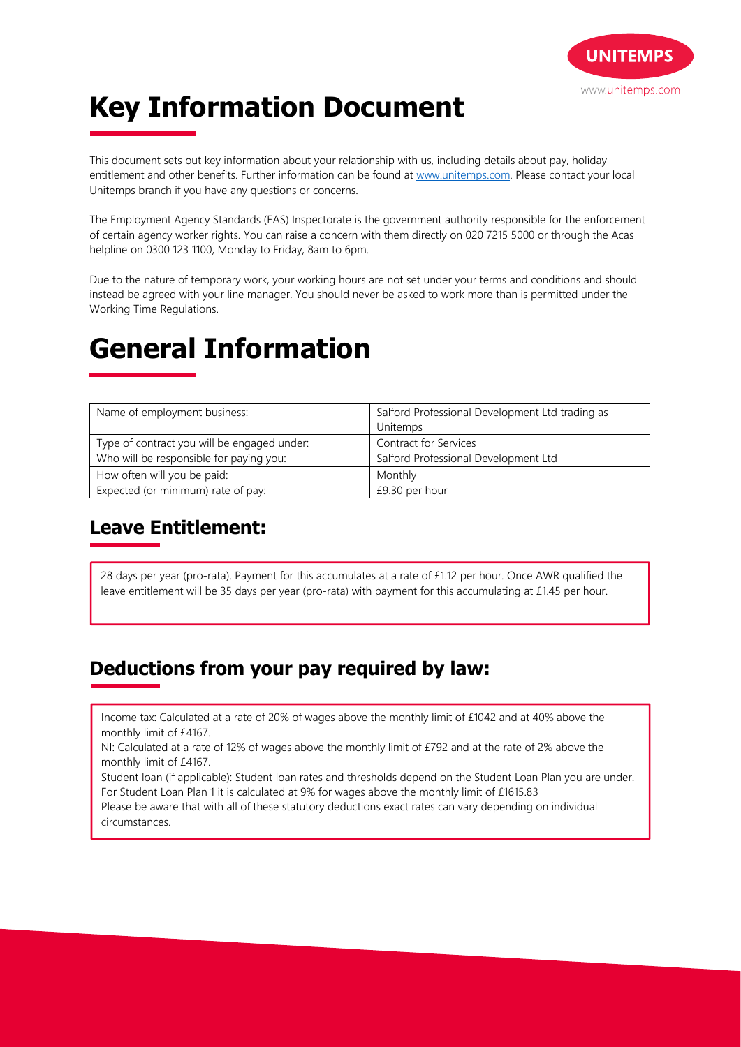# Key Information Document

This document sets out key information about your relationship with us, including details about pay, holiday entitlement and other benefits. Further information can be found at [www.unitemps.com](www.unitemps.com). Please contact your local Unitemps branch if you have any questions or concerns.

The Employment Agency Standards (EAS) Inspectorate is the government authority responsible for the enforcement of certain agency worker rights. You can raise a concern with them directly on 020 7215 5000 or through the Acas helpline on 0300 123 1100, Monday to Friday, 8am to 6pm.

Due to the nature of temporary work, your working hours are not set under your terms and conditions and should instead be agreed with your line manager. You should never be asked to work more than is permitted under the Working Time Regulations.

# General Information

| | |
|---|---|
| Name of employment business: | Salford Professional Development Ltd trading as Unitemps |
| Type of contract you will be engaged under: | Contract for Services |
| Who will be responsible for paying you: | Salford Professional Development Ltd |
| How often will you be paid: | Monthly |
| Expected (or minimum) rate of pay: | £9.30 per hour |

## Leave Entitlement:

28 days per year (pro-rata). Payment for this accumulates at a rate of £1.12 per hour. Once AWR qualified the leave entitlement will be 35 days per year (pro-rata) with payment for this accumulating at £1.45 per hour.

## Deductions from your pay required by law:

Income tax: Calculated at a rate of 20% of wages above the monthly limit of £1042 and at 40% above the monthly limit of £4167.
NI: Calculated at a rate of 12% of wages above the monthly limit of £792 and at the rate of 2% above the monthly limit of £4167.
Student loan (if applicable): Student loan rates and thresholds depend on the Student Loan Plan you are under. For Student Loan Plan 1 it is calculated at 9% for wages above the monthly limit of £1615.83
Please be aware that with all of these statutory deductions exact rates can vary depending on individual circumstances.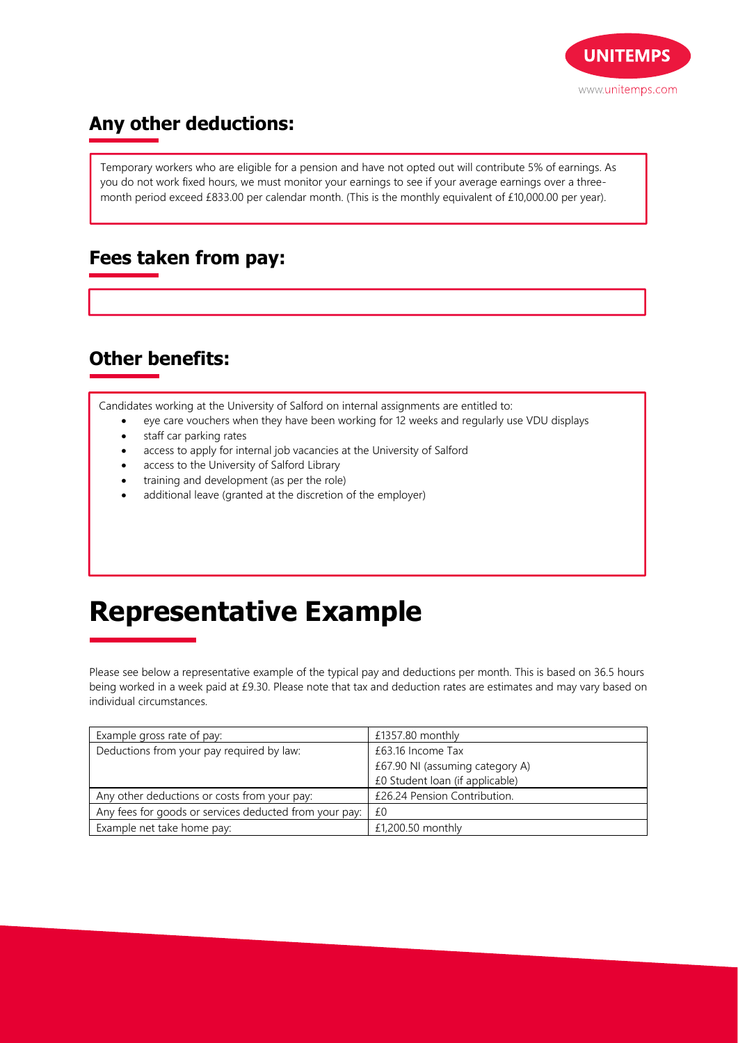## Any other deductions:

Temporary workers who are eligible for a pension and have not opted out will contribute 5% of earnings. As you do not work fixed hours, we must monitor your earnings to see if your average earnings over a three-month period exceed £833.00 per calendar month. (This is the monthly equivalent of £10,000.00 per year).

## Fees taken from pay:

## Other benefits:

Candidates working at the University of Salford on internal assignments are entitled to:

- eye care vouchers when they have been working for 12 weeks and regularly use VDU displays
- staff car parking rates
- access to apply for internal job vacancies at the University of Salford
- access to the University of Salford Library
- training and development (as per the role)
- additional leave (granted at the discretion of the employer)

# Representative Example

Please see below a representative example of the typical pay and deductions per month. This is based on 36.5 hours being worked in a week paid at £9.30. Please note that tax and deduction rates are estimates and may vary based on individual circumstances.

| | |
|---|---|
| Example gross rate of pay: | £1357.80 monthly |
| Deductions from your pay required by law: | £63.16 Income Tax<br>£67.90 NI (assuming category A)<br>£0 Student loan (if applicable) |
| Any other deductions or costs from your pay: | £26.24 Pension Contribution. |
| Any fees for goods or services deducted from your pay: | £0 |
| Example net take home pay: | £1,200.50 monthly |